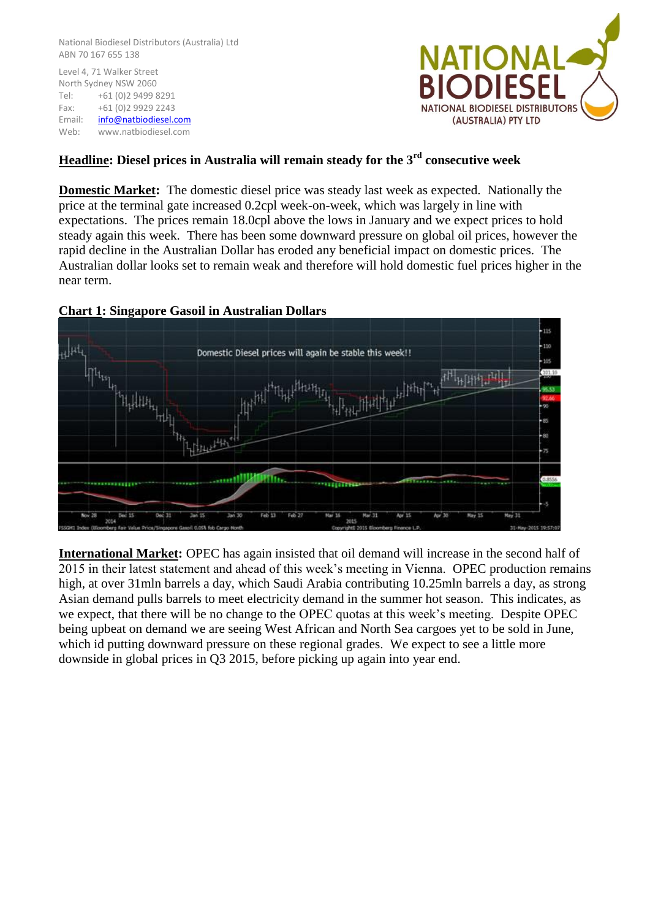National Biodiesel Distributors (Australia) Ltd
ABN 70 167 655 138

Level 4, 71 Walker Street
North Sydney NSW 2060
Tel: +61 (0)2 9499 8291
Fax: +61 (0)2 9929 2243
Email: info@natbiodiesel.com
Web: www.natbiodiesel.com

NATIONAL BIODIESEL
NATIONAL BIODIESEL DISTRIBUTORS (AUSTRALIA) PTY LTD

**Headline: Diesel prices in Australia will remain steady for the 3rd consecutive week**

**Domestic Market:** The domestic diesel price was steady last week as expected. Nationally the price at the terminal gate increased 0.2cpl week-on-week, which was largely in line with expectations. The prices remain 18.0cpl above the lows in January and we expect prices to hold steady again this week. There has been some downward pressure on global oil prices, however the rapid decline in the Australian Dollar has eroded any beneficial impact on domestic prices. The Australian dollar looks set to remain weak and therefore will hold domestic fuel prices higher in the near term.

**Chart 1: Singapore Gasoil in Australian Dollars**

**International Market:** OPEC has again insisted that oil demand will increase in the second half of 2015 in their latest statement and ahead of this week's meeting in Vienna. OPEC production remains high, at over 31mln barrels a day, which Saudi Arabia contributing 10.25mln barrels a day, as strong Asian demand pulls barrels to meet electricity demand in the summer hot season. This indicates, as we expect, that there will be no change to the OPEC quotas at this week's meeting. Despite OPEC being upbeat on demand we are seeing West African and North Sea cargoes yet to be sold in June, which id putting downward pressure on these regional grades. We expect to see a little more downside in global prices in Q3 2015, before picking up again into year end.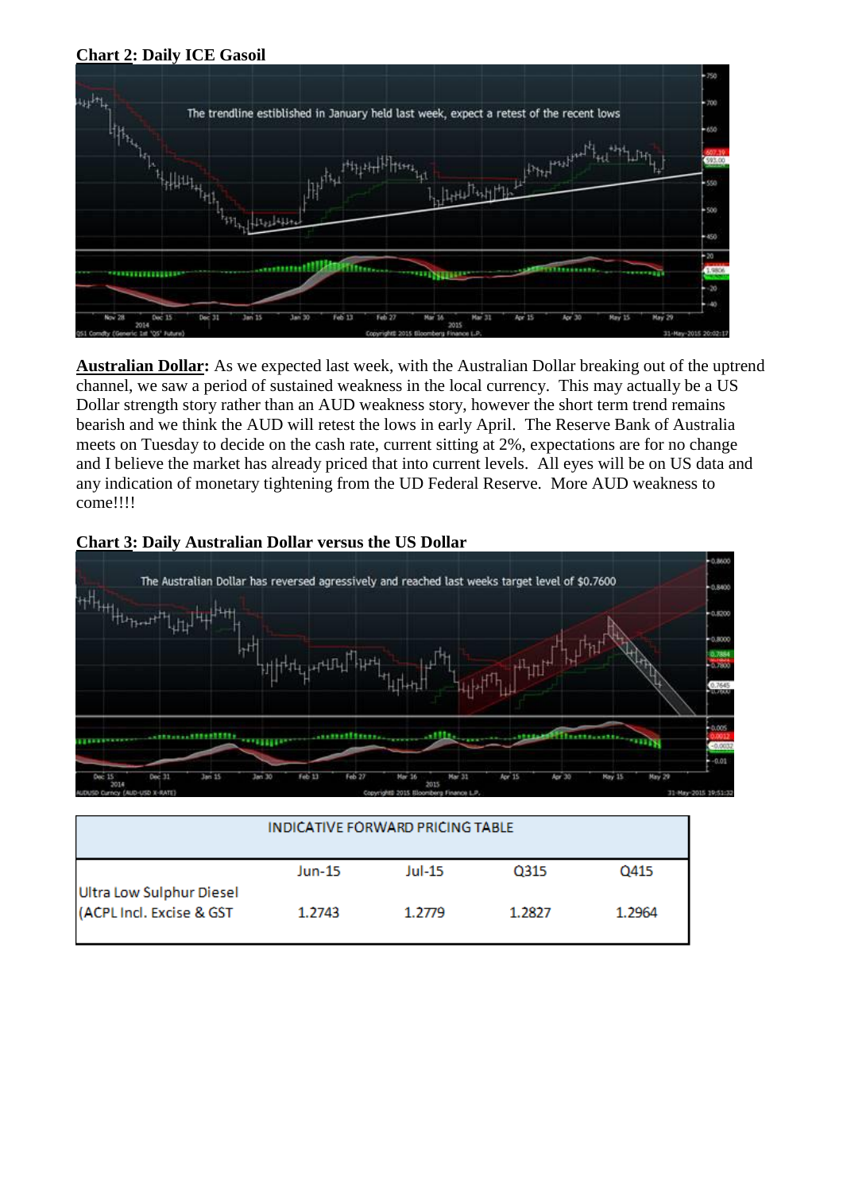**Chart 2: Daily ICE Gasoil**

The trendline estiblished in January held last week, expect a retest of the recent lows

750
700
650
607.19
593.00
550
500
450
20
1.9806
-20
-40

Nov 28 2014 Dec 15 Dec 31 Jan 15 Jan 30 Feb 13 Feb 27 Mar 16 2015 Mar 31 Apr 15 Apr 30 May 15 May 29

QS1 Comdty (Generic 1st 'QS' Future) Copyright© 2015 Bloomberg Finance L.P. 31-May-2015 20:02:17

**Australian Dollar:** As we expected last week, with the Australian Dollar breaking out of the uptrend channel, we saw a period of sustained weakness in the local currency. This may actually be a US Dollar strength story rather than an AUD weakness story, however the short term trend remains bearish and we think the AUD will retest the lows in early April. The Reserve Bank of Australia meets on Tuesday to decide on the cash rate, current sitting at 2%, expectations are for no change and I believe the market has already priced that into current levels. All eyes will be on US data and any indication of monetary tightening from the UD Federal Reserve. More AUD weakness to come!!!!

**Chart 3: Daily Australian Dollar versus the US Dollar**

The Australian Dollar has reversed agressively and reached last weeks target level of $0.7600

0.8600
0.8400
0.8200
0.8000
0.7884
0.7800
0.7645
0.7600
0.005
0.0012
-0.0032
-0.01

Dec 15 2014 Dec 31 Jan 15 Jan 30 Feb 13 Feb 27 Mar 16 2015 Mar 31 Apr 15 Apr 30 May 15 May 29

AUDUSD Curncy (AUD-USD X-RATE) Copyright© 2015 Bloomberg Finance L.P. 31-May-2015 19:51:32

| INDICATIVE FORWARD PRICING TABLE | | | | |
|---|---|---|---|---|
| | Jun-15 | Jul-15 | Q315 | Q415 |
| Ultra Low Sulphur Diesel (ACPL Incl. Excise & GST | 1.2743 | 1.2779 | 1.2827 | 1.2964 |